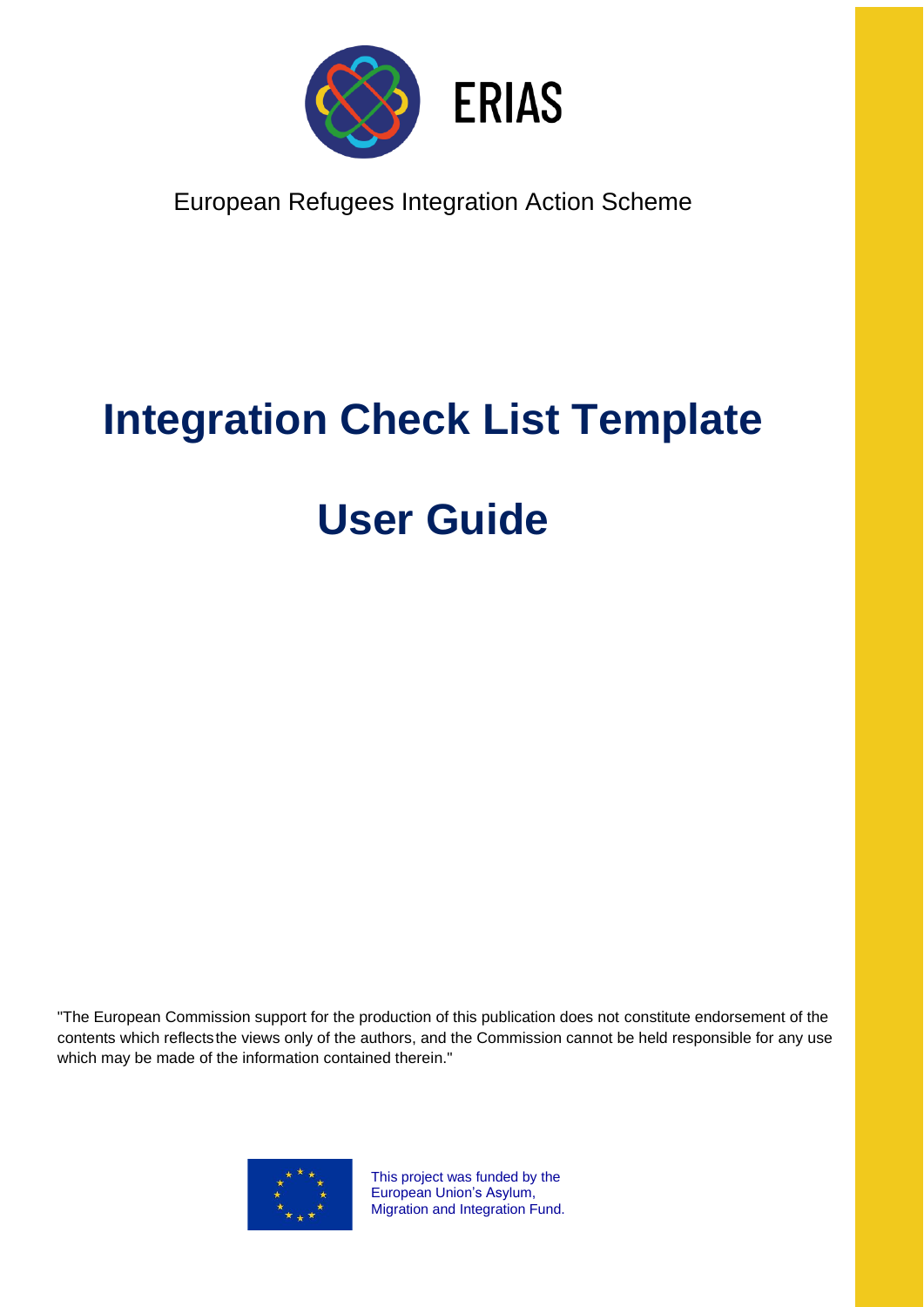ERIAS

European Refugees Integration Action Scheme

# Integration Check List Template

# User Guide

"The European Commission support for the production of this publication does not constitute endorsement of the contents which reflects the views only of the authors, and the Commission cannot be held responsible for any use which may be made of the information contained therein."

This project was funded by the European Union's Asylum, Migration and Integration Fund.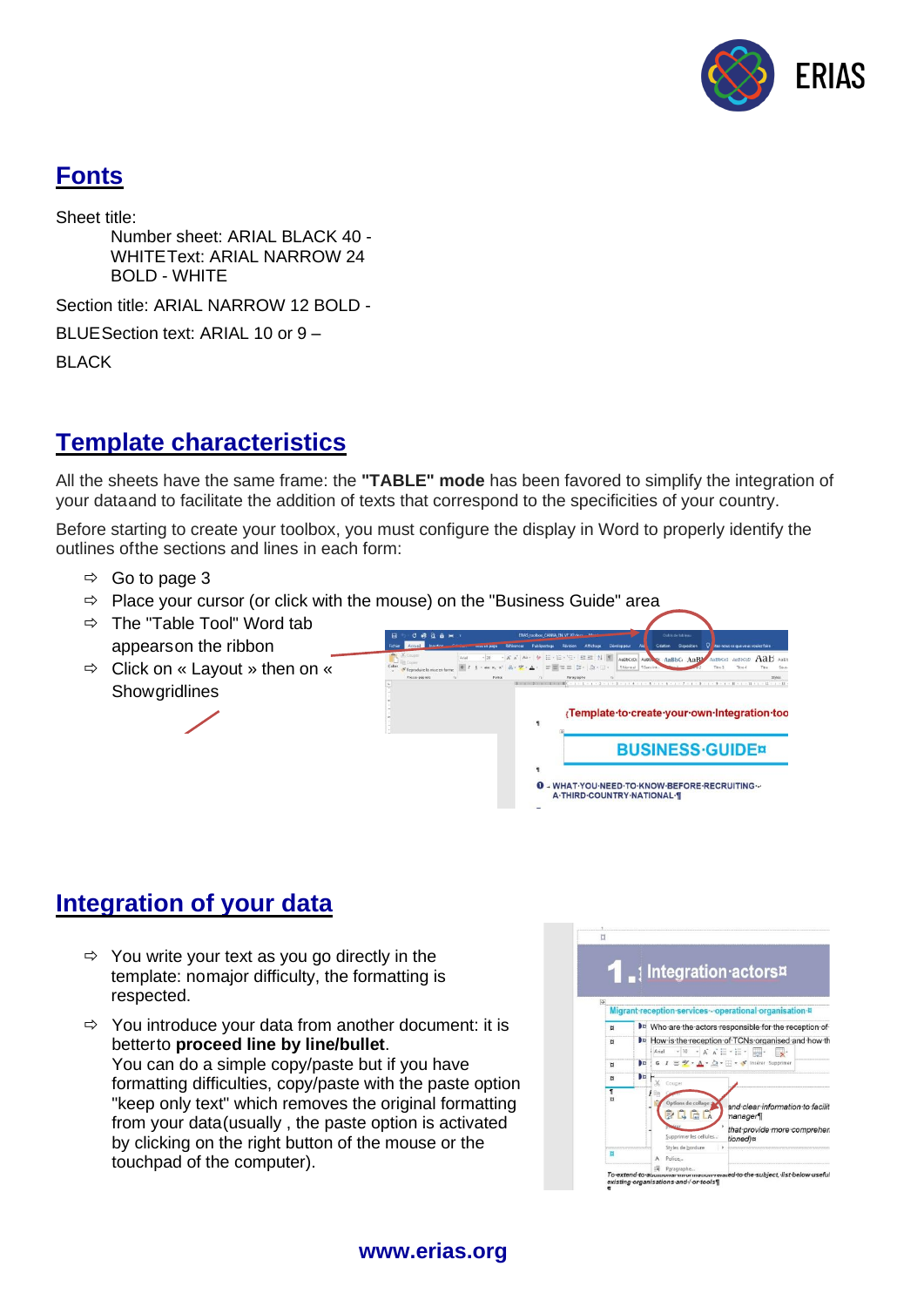## Fonts

Sheet title:

Number sheet: ARIAL BLACK 40 - WHITEText: ARIAL NARROW 24 BOLD - WHITE

Section title: ARIAL NARROW 12 BOLD -

BLUESection text: ARIAL 10 or 9 –

BLACK

## Template characteristics

All the sheets have the same frame: the **"TABLE" mode** has been favored to simplify the integration of your dataand to facilitate the addition of texts that correspond to the specificities of your country.

Before starting to create your toolbox, you must configure the display in Word to properly identify the outlines ofthe sections and lines in each form:

- ⇨ Go to page 3
- ⇨ Place your cursor (or click with the mouse) on the "Business Guide" area
- ⇨ The "Table Tool" Word tab appearson the ribbon
- ⇨ Click on « Layout » then on « Showgridlines

## Integration of your data

- ⇨ You write your text as you go directly in the template: nomajor difficulty, the formatting is respected.
- ⇨ You introduce your data from another document: it is betterto **proceed line by line/bullet**.
  You can do a simple copy/paste but if you have formatting difficulties, copy/paste with the paste option "keep only text" which removes the original formatting from your data(usually , the paste option is activated by clicking on the right button of the mouse or the touchpad of the computer).

**www.erias.org**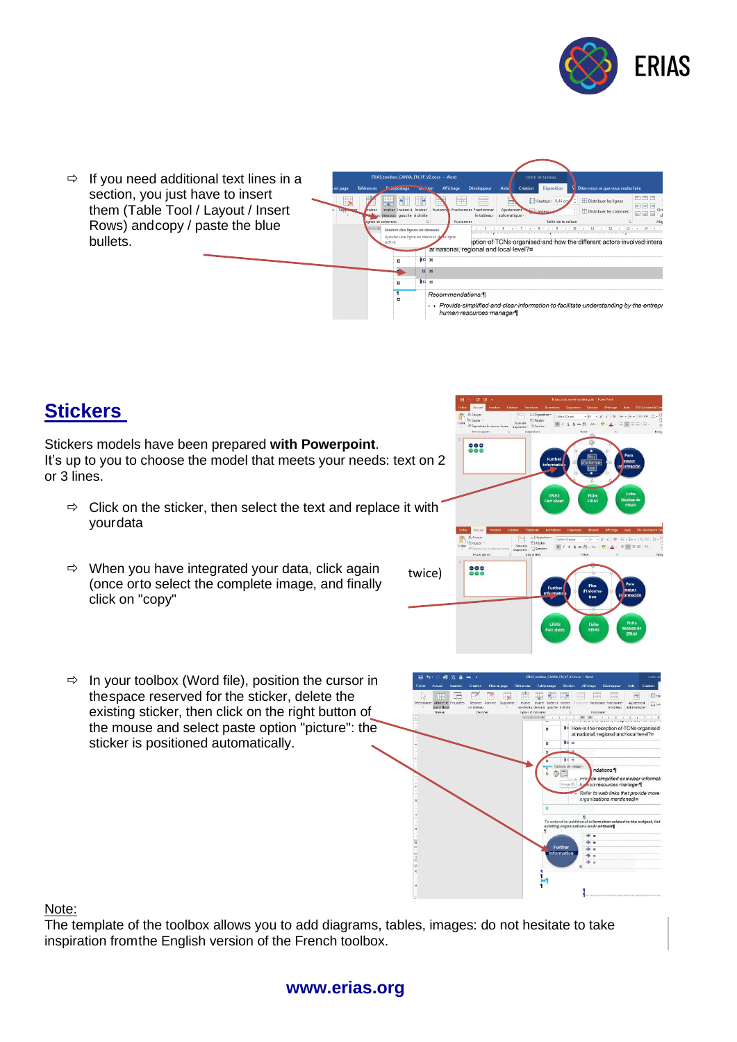- ⇨ If you need additional text lines in a section, you just have to insert them (Table Tool / Layout / Insert Rows) andcopy / paste the blue bullets.

## Stickers

Stickers models have been prepared **with Powerpoint**.
It's up to you to choose the model that meets your needs: text on 2 or 3 lines.

- ⇨ Click on the sticker, then select the text and replace it with yourdata

- ⇨ When you have integrated your data, click again (once orto select the complete image, and finally click on "copy" twice)

- ⇨ In your toolbox (Word file), position the cursor in thespace reserved for the sticker, delete the existing sticker, then click on the right button of the mouse and select paste option "picture": the sticker is positioned automatically.

Note:
The template of the toolbox allows you to add diagrams, tables, images: do not hesitate to take inspiration fromthe English version of the French toolbox.

**www.erias.org**